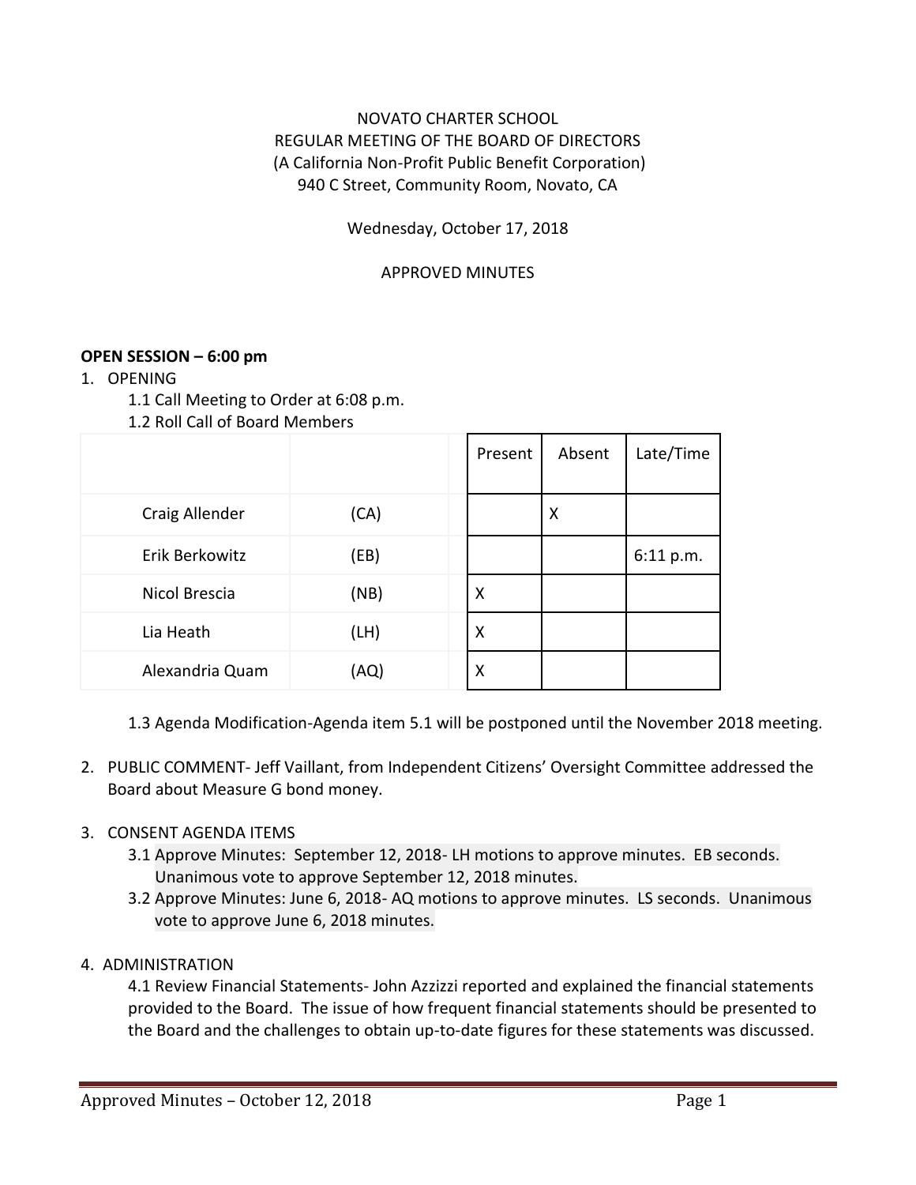NOVATO CHARTER SCHOOL
REGULAR MEETING OF THE BOARD OF DIRECTORS
(A California Non-Profit Public Benefit Corporation)
940 C Street, Community Room, Novato, CA

Wednesday, October 17, 2018

APPROVED MINUTES

**OPEN SESSION – 6:00 pm**

1. OPENING
   1.1 Call Meeting to Order at 6:08 p.m.
   1.2 Roll Call of Board Members

| | | | Present | Absent | Late/Time |
|---|---|---|---|---|---|
| Craig Allender | (CA) | | | X | |
| Erik Berkowitz | (EB) | | | | 6:11 p.m. |
| Nicol Brescia | (NB) | | X | | |
| Lia Heath | (LH) | | X | | |
| Alexandria Quam | (AQ) | | X | | |

   1.3 Agenda Modification-Agenda item 5.1 will be postponed until the November 2018 meeting.

2. PUBLIC COMMENT- Jeff Vaillant, from Independent Citizens' Oversight Committee addressed the Board about Measure G bond money.

3. CONSENT AGENDA ITEMS
   3.1 Approve Minutes: September 12, 2018- LH motions to approve minutes. EB seconds. Unanimous vote to approve September 12, 2018 minutes.
   3.2 Approve Minutes: June 6, 2018- AQ motions to approve minutes. LS seconds. Unanimous vote to approve June 6, 2018 minutes.

4. ADMINISTRATION
   4.1 Review Financial Statements- John Azzizzi reported and explained the financial statements provided to the Board. The issue of how frequent financial statements should be presented to the Board and the challenges to obtain up-to-date figures for these statements was discussed.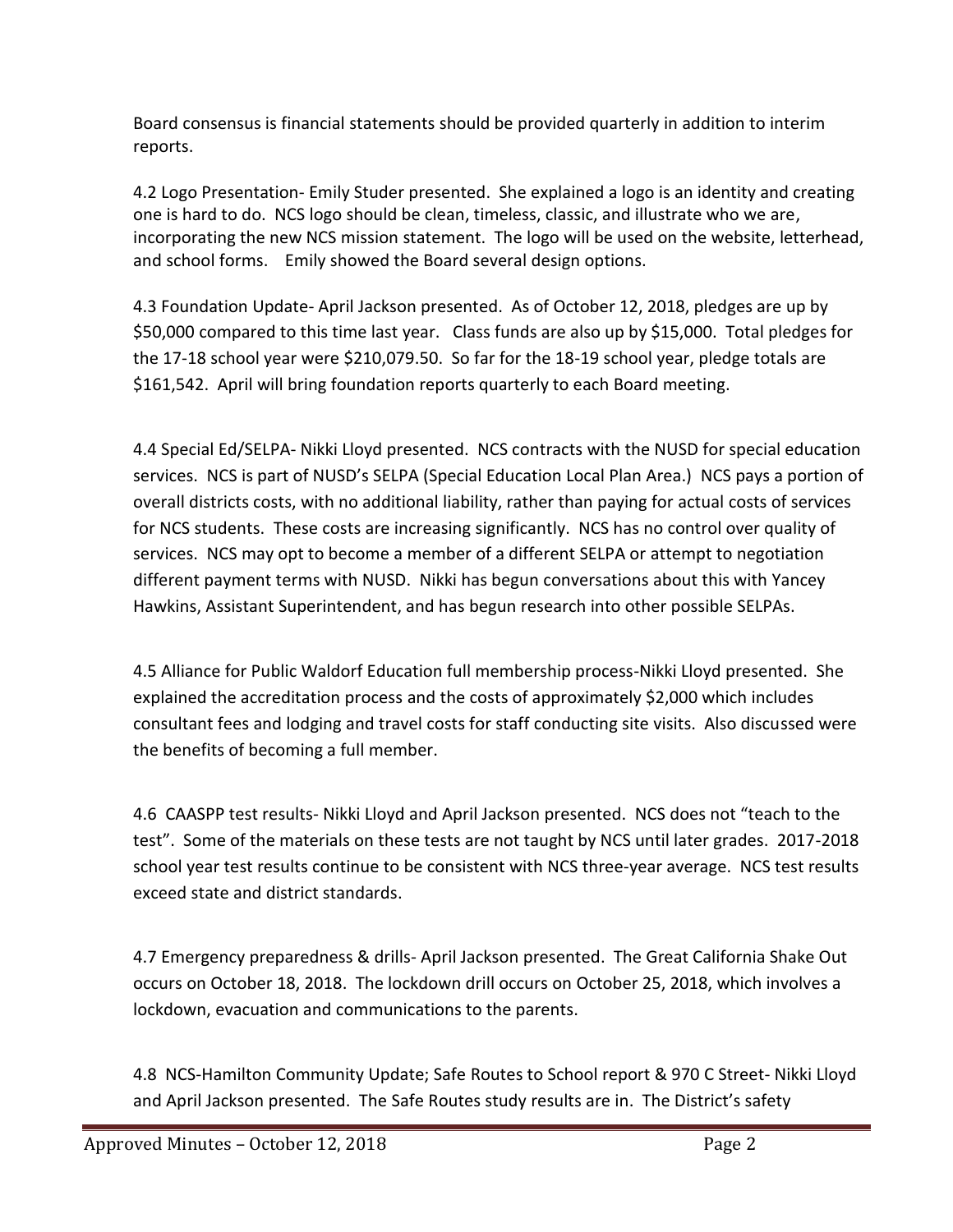Board consensus is financial statements should be provided quarterly in addition to interim reports.

4.2 Logo Presentation- Emily Studer presented. She explained a logo is an identity and creating one is hard to do. NCS logo should be clean, timeless, classic, and illustrate who we are, incorporating the new NCS mission statement. The logo will be used on the website, letterhead, and school forms. Emily showed the Board several design options.

4.3 Foundation Update- April Jackson presented. As of October 12, 2018, pledges are up by $50,000 compared to this time last year. Class funds are also up by $15,000. Total pledges for the 17-18 school year were $210,079.50. So far for the 18-19 school year, pledge totals are $161,542. April will bring foundation reports quarterly to each Board meeting.

4.4 Special Ed/SELPA- Nikki Lloyd presented. NCS contracts with the NUSD for special education services. NCS is part of NUSD's SELPA (Special Education Local Plan Area.) NCS pays a portion of overall districts costs, with no additional liability, rather than paying for actual costs of services for NCS students. These costs are increasing significantly. NCS has no control over quality of services. NCS may opt to become a member of a different SELPA or attempt to negotiation different payment terms with NUSD. Nikki has begun conversations about this with Yancey Hawkins, Assistant Superintendent, and has begun research into other possible SELPAs.

4.5 Alliance for Public Waldorf Education full membership process-Nikki Lloyd presented. She explained the accreditation process and the costs of approximately $2,000 which includes consultant fees and lodging and travel costs for staff conducting site visits. Also discussed were the benefits of becoming a full member.

4.6 CAASPP test results- Nikki Lloyd and April Jackson presented. NCS does not "teach to the test". Some of the materials on these tests are not taught by NCS until later grades. 2017-2018 school year test results continue to be consistent with NCS three-year average. NCS test results exceed state and district standards.

4.7 Emergency preparedness & drills- April Jackson presented. The Great California Shake Out occurs on October 18, 2018. The lockdown drill occurs on October 25, 2018, which involves a lockdown, evacuation and communications to the parents.

4.8 NCS-Hamilton Community Update; Safe Routes to School report & 970 C Street- Nikki Lloyd and April Jackson presented. The Safe Routes study results are in. The District's safety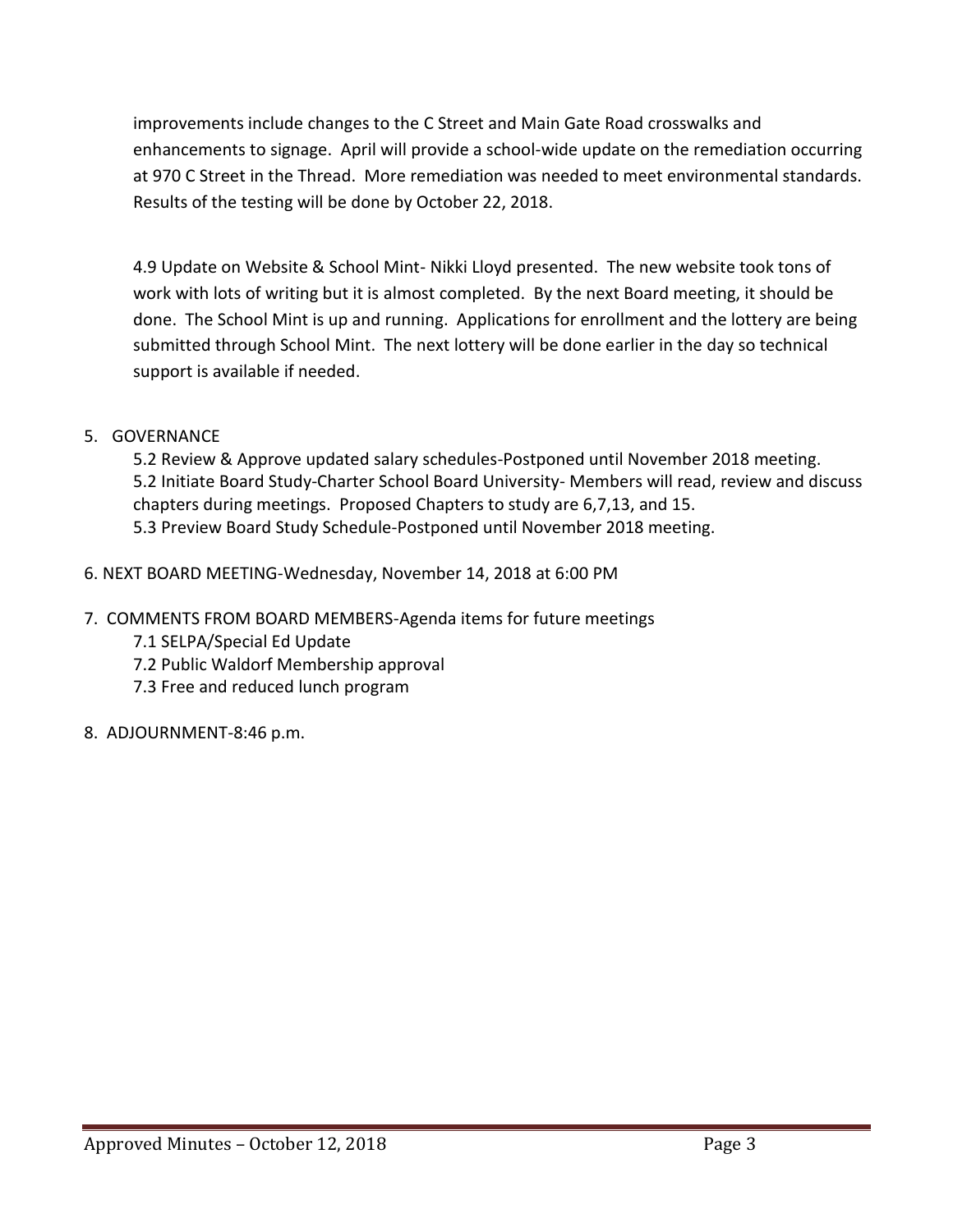improvements include changes to the C Street and Main Gate Road crosswalks and enhancements to signage. April will provide a school-wide update on the remediation occurring at 970 C Street in the Thread. More remediation was needed to meet environmental standards. Results of the testing will be done by October 22, 2018.

4.9 Update on Website & School Mint- Nikki Lloyd presented. The new website took tons of work with lots of writing but it is almost completed. By the next Board meeting, it should be done. The School Mint is up and running. Applications for enrollment and the lottery are being submitted through School Mint. The next lottery will be done earlier in the day so technical support is available if needed.

5. GOVERNANCE

   5.2 Review & Approve updated salary schedules-Postponed until November 2018 meeting.
   5.2 Initiate Board Study-Charter School Board University- Members will read, review and discuss chapters during meetings. Proposed Chapters to study are 6,7,13, and 15.
   5.3 Preview Board Study Schedule-Postponed until November 2018 meeting.

6. NEXT BOARD MEETING-Wednesday, November 14, 2018 at 6:00 PM

7. COMMENTS FROM BOARD MEMBERS-Agenda items for future meetings
   7.1 SELPA/Special Ed Update
   7.2 Public Waldorf Membership approval
   7.3 Free and reduced lunch program

8. ADJOURNMENT-8:46 p.m.